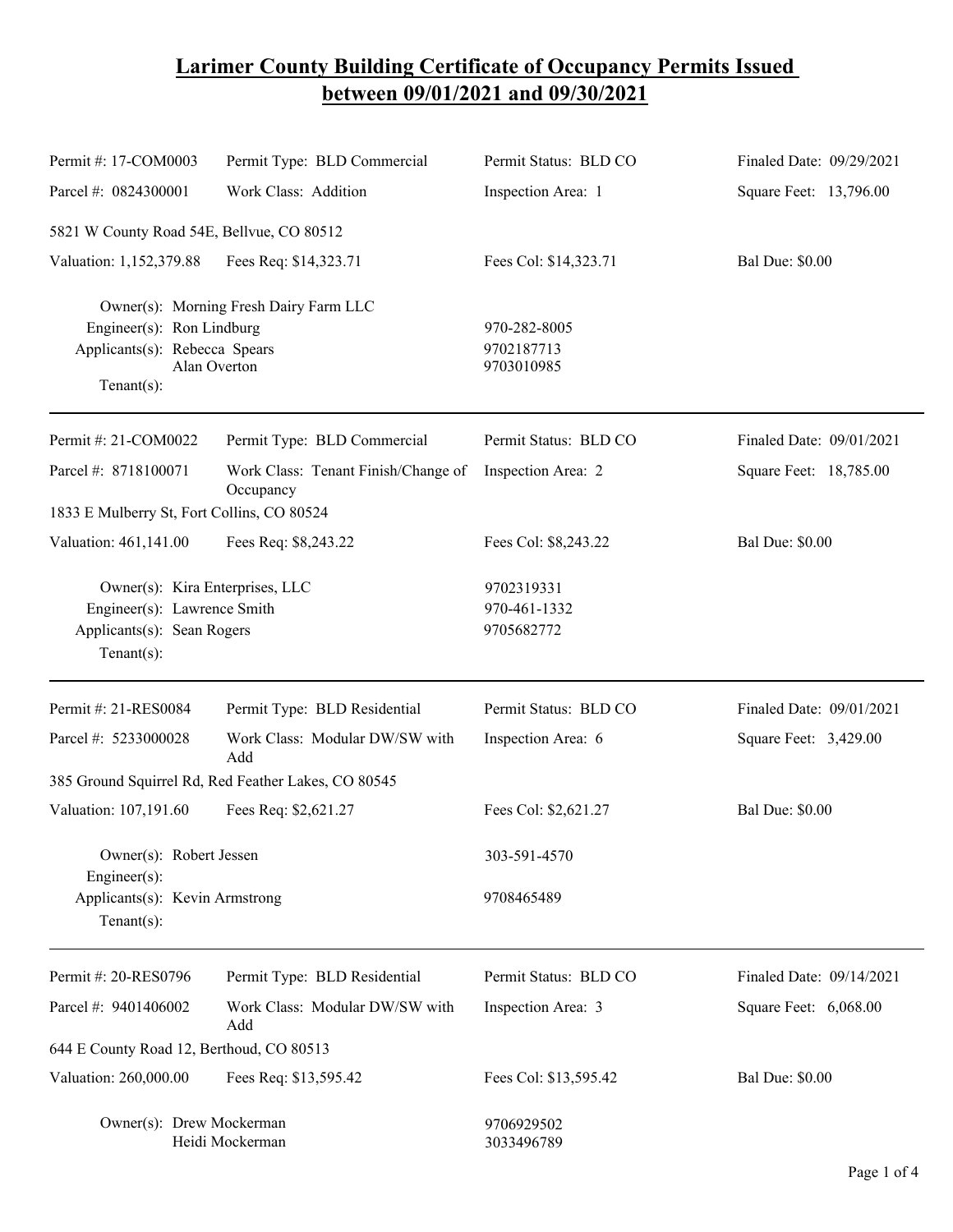# Larimer County Building Certificate of Occupancy Permits Issued between 09/01/2021 and 09/30/2021

Permit #: 17-COM0003 | Permit Type: BLD Commercial | Permit Status: BLD CO | Finaled Date: 09/29/2021
Parcel #: 0824300001 | Work Class: Addition | Inspection Area: 1 | Square Feet: 13,796.00

5821 W County Road 54E, Bellvue, CO 80512

Valuation: 1,152,379.88 | Fees Req: $14,323.71 | Fees Col: $14,323.71 | Bal Due: $0.00

Owner(s): Morning Fresh Dairy Farm LLC
Engineer(s): Ron Lindburg — 970-282-8005
Applicants(s): Rebecca Spears — 9702187713
Alan Overton — 9703010985
Tenant(s):

---

Permit #: 21-COM0022 | Permit Type: BLD Commercial | Permit Status: BLD CO | Finaled Date: 09/01/2021
Parcel #: 8718100071 | Work Class: Tenant Finish/Change of Occupancy | Inspection Area: 2 | Square Feet: 18,785.00

1833 E Mulberry St, Fort Collins, CO 80524

Valuation: 461,141.00 | Fees Req: $8,243.22 | Fees Col: $8,243.22 | Bal Due: $0.00

Owner(s): Kira Enterprises, LLC — 9702319331
Engineer(s): Lawrence Smith — 970-461-1332
Applicants(s): Sean Rogers — 9705682772
Tenant(s):

---

Permit #: 21-RES0084 | Permit Type: BLD Residential | Permit Status: BLD CO | Finaled Date: 09/01/2021
Parcel #: 5233000028 | Work Class: Modular DW/SW with Add | Inspection Area: 6 | Square Feet: 3,429.00

385 Ground Squirrel Rd, Red Feather Lakes, CO 80545

Valuation: 107,191.60 | Fees Req: $2,621.27 | Fees Col: $2,621.27 | Bal Due: $0.00

Owner(s): Robert Jessen — 303-591-4570
Engineer(s):
Applicants(s): Kevin Armstrong — 9708465489
Tenant(s):

---

Permit #: 20-RES0796 | Permit Type: BLD Residential | Permit Status: BLD CO | Finaled Date: 09/14/2021
Parcel #: 9401406002 | Work Class: Modular DW/SW with Add | Inspection Area: 3 | Square Feet: 6,068.00

644 E County Road 12, Berthoud, CO 80513

Valuation: 260,000.00 | Fees Req: $13,595.42 | Fees Col: $13,595.42 | Bal Due: $0.00

Owner(s): Drew Mockerman — 9706929502
Heidi Mockerman — 3033496789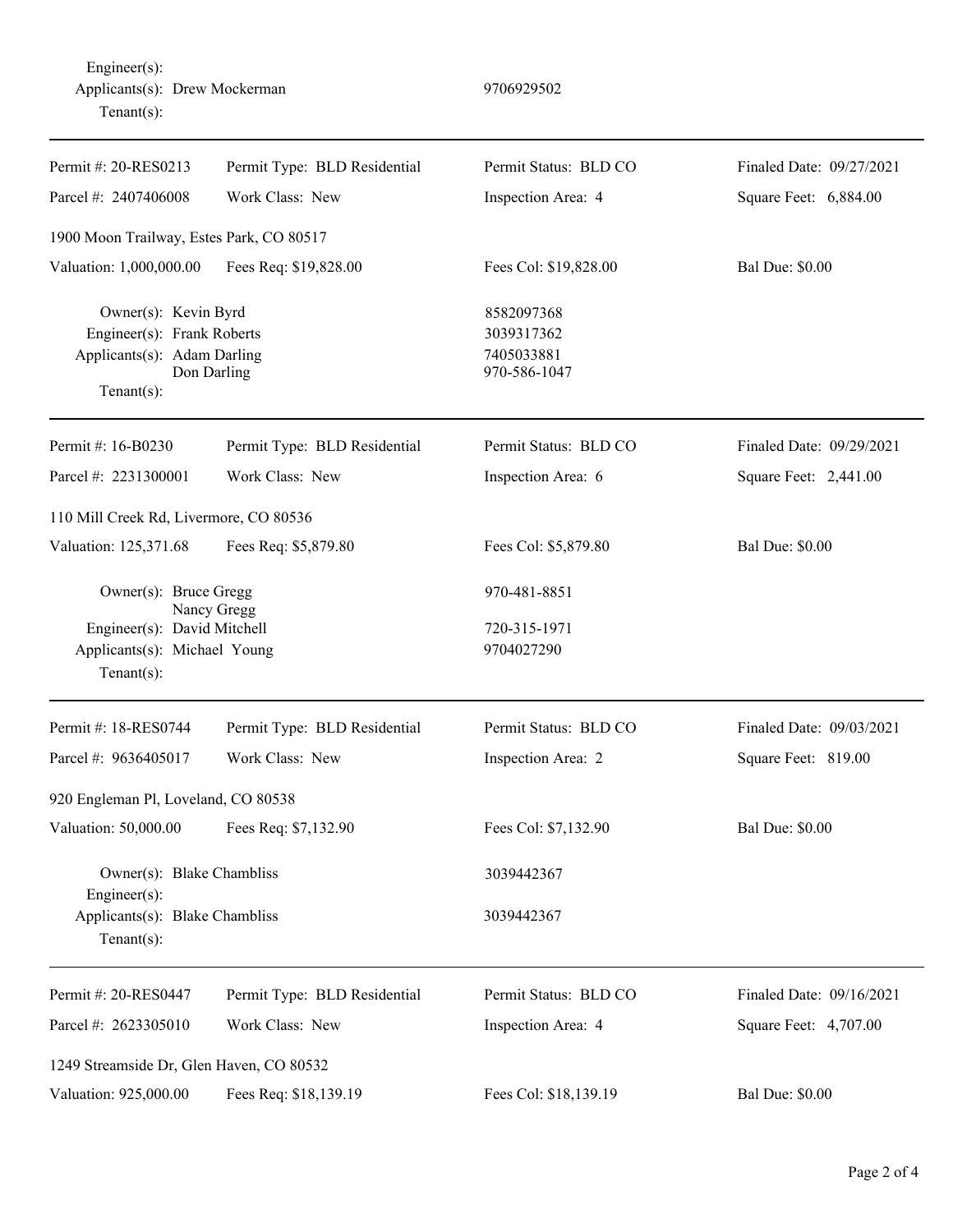Engineer(s):
Applicants(s): Drew Mockerman 9706929502
Tenant(s):

---

| Permit #: 20-RES0213 | Permit Type: BLD Residential | Permit Status: BLD CO | Finaled Date: 09/27/2021 |
|---|---|---|---|
| Parcel #: 2407406008 | Work Class: New | Inspection Area: 4 | Square Feet: 6,884.00 |

1900 Moon Trailway, Estes Park, CO 80517

| Valuation: 1,000,000.00 | Fees Req: $19,828.00 | Fees Col: $19,828.00 | Bal Due: $0.00 |
|---|---|---|---|

Owner(s): Kevin Byrd 8582097368
Engineer(s): Frank Roberts 3039317362
Applicants(s): Adam Darling 7405033881
Don Darling 970-586-1047
Tenant(s):

---

| Permit #: 16-B0230 | Permit Type: BLD Residential | Permit Status: BLD CO | Finaled Date: 09/29/2021 |
|---|---|---|---|
| Parcel #: 2231300001 | Work Class: New | Inspection Area: 6 | Square Feet: 2,441.00 |

110 Mill Creek Rd, Livermore, CO 80536

| Valuation: 125,371.68 | Fees Req: $5,879.80 | Fees Col: $5,879.80 | Bal Due: $0.00 |
|---|---|---|---|

Owner(s): Bruce Gregg 970-481-8851
Nancy Gregg
Engineer(s): David Mitchell 720-315-1971
Applicants(s): Michael Young 9704027290
Tenant(s):

---

| Permit #: 18-RES0744 | Permit Type: BLD Residential | Permit Status: BLD CO | Finaled Date: 09/03/2021 |
|---|---|---|---|
| Parcel #: 9636405017 | Work Class: New | Inspection Area: 2 | Square Feet: 819.00 |

920 Engleman Pl, Loveland, CO 80538

| Valuation: 50,000.00 | Fees Req: $7,132.90 | Fees Col: $7,132.90 | Bal Due: $0.00 |
|---|---|---|---|

Owner(s): Blake Chambliss 3039442367
Engineer(s):
Applicants(s): Blake Chambliss 3039442367
Tenant(s):

---

| Permit #: 20-RES0447 | Permit Type: BLD Residential | Permit Status: BLD CO | Finaled Date: 09/16/2021 |
|---|---|---|---|
| Parcel #: 2623305010 | Work Class: New | Inspection Area: 4 | Square Feet: 4,707.00 |

1249 Streamside Dr, Glen Haven, CO 80532

| Valuation: 925,000.00 | Fees Req: $18,139.19 | Fees Col: $18,139.19 | Bal Due: $0.00 |
|---|---|---|---|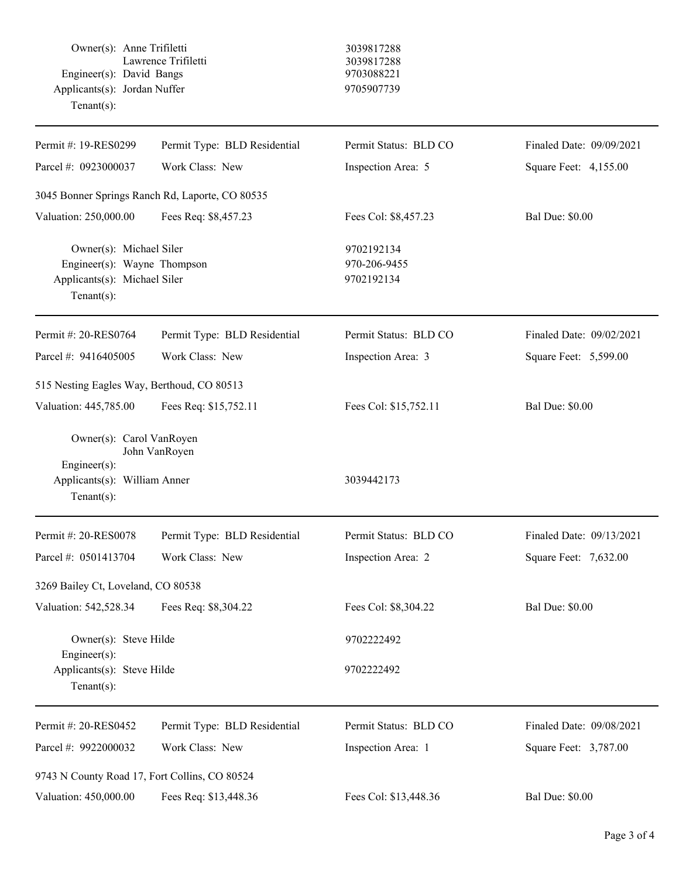Owner(s): Anne Trifiletti 3039817288
Lawrence Trifiletti 3039817288
Engineer(s): David Bangs 9703088221
Applicants(s): Jordan Nuffer 9705907739
Tenant(s):

---

| Permit #: 19-RES0299 | Permit Type: BLD Residential | Permit Status: BLD CO | Finaled Date: 09/09/2021 |
|---|---|---|---|
| Parcel #: 0923000037 | Work Class: New | Inspection Area: 5 | Square Feet: 4,155.00 |

3045 Bonner Springs Ranch Rd, Laporte, CO 80535

| Valuation: 250,000.00 | Fees Req: $8,457.23 | Fees Col: $8,457.23 | Bal Due: $0.00 |
|---|---|---|---|

Owner(s): Michael Siler 9702192134
Engineer(s): Wayne Thompson 970-206-9455
Applicants(s): Michael Siler 9702192134
Tenant(s):

---

| Permit #: 20-RES0764 | Permit Type: BLD Residential | Permit Status: BLD CO | Finaled Date: 09/02/2021 |
|---|---|---|---|
| Parcel #: 9416405005 | Work Class: New | Inspection Area: 3 | Square Feet: 5,599.00 |

515 Nesting Eagles Way, Berthoud, CO 80513

| Valuation: 445,785.00 | Fees Req: $15,752.11 | Fees Col: $15,752.11 | Bal Due: $0.00 |
|---|---|---|---|

Owner(s): Carol VanRoyen
John VanRoyen
Engineer(s):
Applicants(s): William Anner 3039442173
Tenant(s):

---

| Permit #: 20-RES0078 | Permit Type: BLD Residential | Permit Status: BLD CO | Finaled Date: 09/13/2021 |
|---|---|---|---|
| Parcel #: 0501413704 | Work Class: New | Inspection Area: 2 | Square Feet: 7,632.00 |

3269 Bailey Ct, Loveland, CO 80538

| Valuation: 542,528.34 | Fees Req: $8,304.22 | Fees Col: $8,304.22 | Bal Due: $0.00 |
|---|---|---|---|

Owner(s): Steve Hilde 9702222492
Engineer(s):
Applicants(s): Steve Hilde 9702222492
Tenant(s):

---

| Permit #: 20-RES0452 | Permit Type: BLD Residential | Permit Status: BLD CO | Finaled Date: 09/08/2021 |
|---|---|---|---|
| Parcel #: 9922000032 | Work Class: New | Inspection Area: 1 | Square Feet: 3,787.00 |

9743 N County Road 17, Fort Collins, CO 80524

| Valuation: 450,000.00 | Fees Req: $13,448.36 | Fees Col: $13,448.36 | Bal Due: $0.00 |
|---|---|---|---|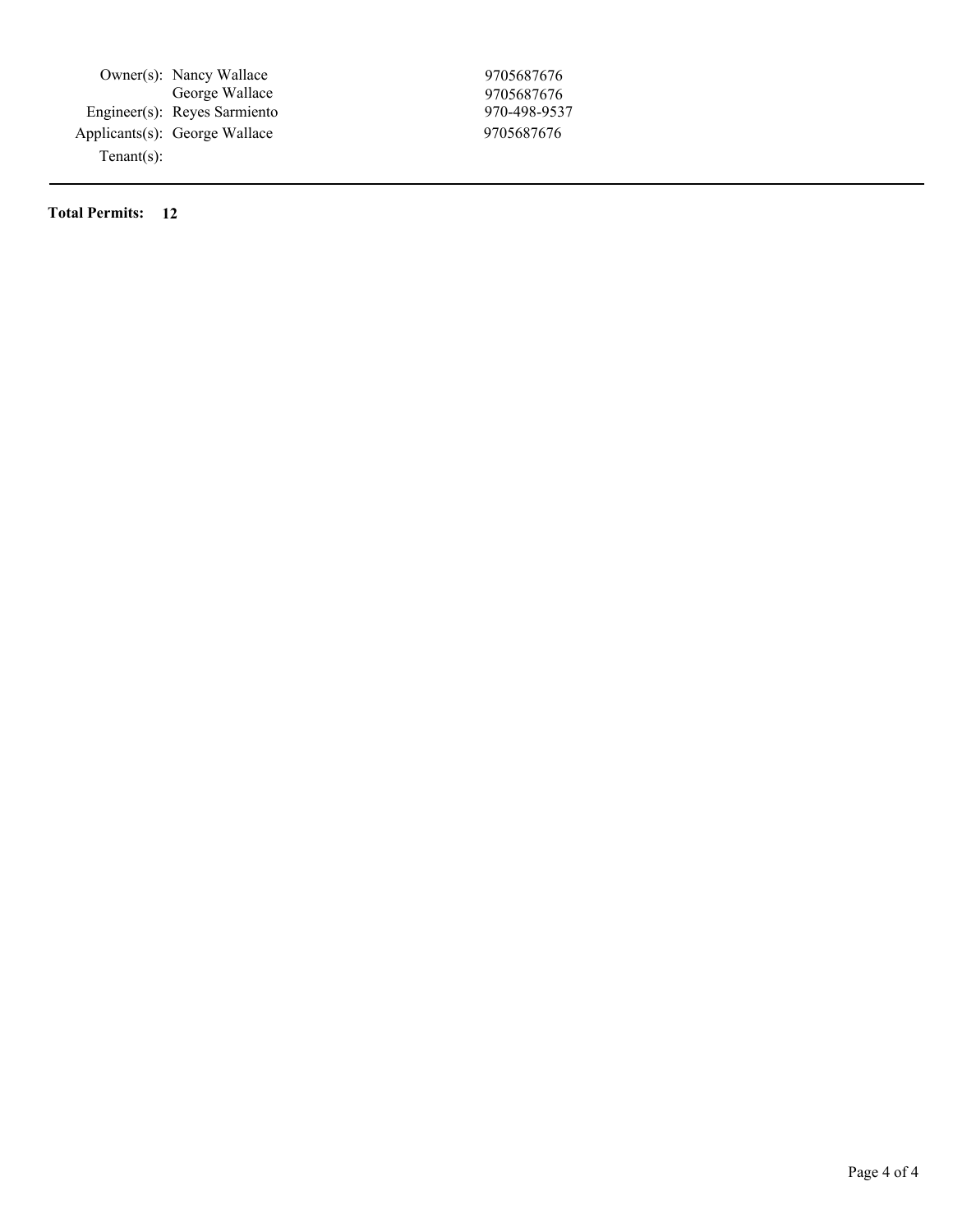| | | |
|---|---|---|
| Owner(s): | Nancy Wallace | 9705687676 |
| | George Wallace | 9705687676 |
| Engineer(s): | Reyes Sarmiento | 970-498-9537 |
| Applicants(s): | George Wallace | 9705687676 |
| Tenant(s): | | |

---

**Total Permits: 12**